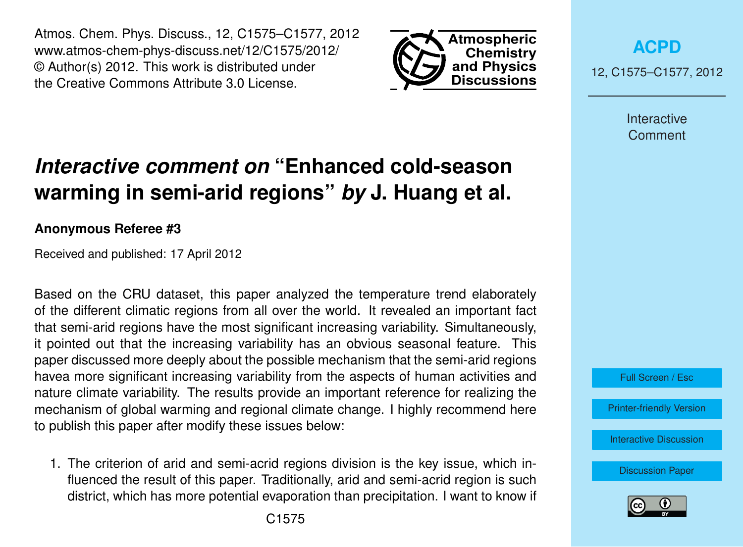# *Interactive comment on* "Enhanced cold-season warming in semi-arid regions" *by* J. Huang et al.

**Anonymous Referee #3**

Received and published: 17 April 2012

Based on the CRU dataset, this paper analyzed the temperature trend elaborately of the different climatic regions from all over the world. It revealed an important fact that semi-arid regions have the most significant increasing variability. Simultaneously, it pointed out that the increasing variability has an obvious seasonal feature. This paper discussed more deeply about the possible mechanism that the semi-arid regions havea more significant increasing variability from the aspects of human activities and nature climate variability. The results provide an important reference for realizing the mechanism of global warming and regional climate change. I highly recommend here to publish this paper after modify these issues below:

1. The criterion of arid and semi-acrid regions division is the key issue, which influenced the result of this paper. Traditionally, arid and semi-acrid region is such district, which has more potential evaporation than precipitation. I want to know if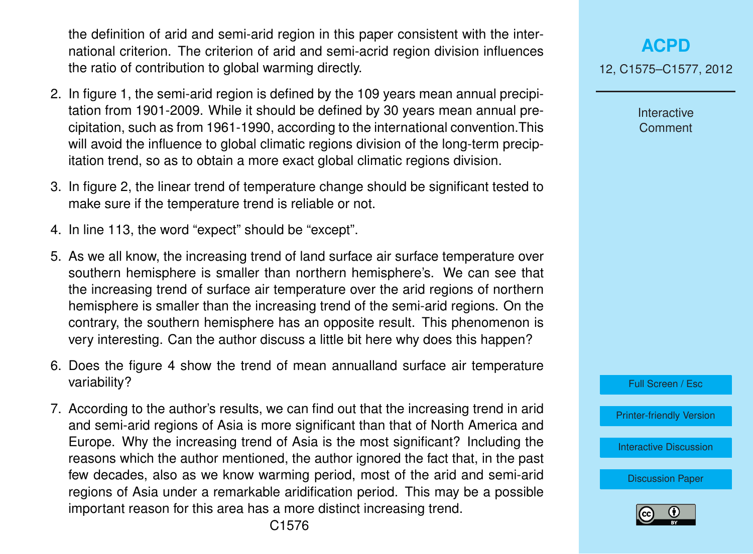the definition of arid and semi-arid region in this paper consistent with the international criterion. The criterion of arid and semi-acrid region division influences the ratio of contribution to global warming directly.

2. In figure 1, the semi-arid region is defined by the 109 years mean annual precipitation from 1901-2009. While it should be defined by 30 years mean annual precipitation, such as from 1961-1990, according to the international convention.This will avoid the influence to global climatic regions division of the long-term precipitation trend, so as to obtain a more exact global climatic regions division.
3. In figure 2, the linear trend of temperature change should be significant tested to make sure if the temperature trend is reliable or not.
4. In line 113, the word "expect" should be "except".
5. As we all know, the increasing trend of land surface air surface temperature over southern hemisphere is smaller than northern hemisphere's. We can see that the increasing trend of surface air temperature over the arid regions of northern hemisphere is smaller than the increasing trend of the semi-arid regions. On the contrary, the southern hemisphere has an opposite result. This phenomenon is very interesting. Can the author discuss a little bit here why does this happen?
6. Does the figure 4 show the trend of mean annualland surface air temperature variability?
7. According to the author's results, we can find out that the increasing trend in arid and semi-arid regions of Asia is more significant than that of North America and Europe. Why the increasing trend of Asia is the most significant? Including the reasons which the author mentioned, the author ignored the fact that, in the past few decades, also as we know warming period, most of the arid and semi-arid regions of Asia under a remarkable aridification period. This may be a possible important reason for this area has a more distinct increasing trend.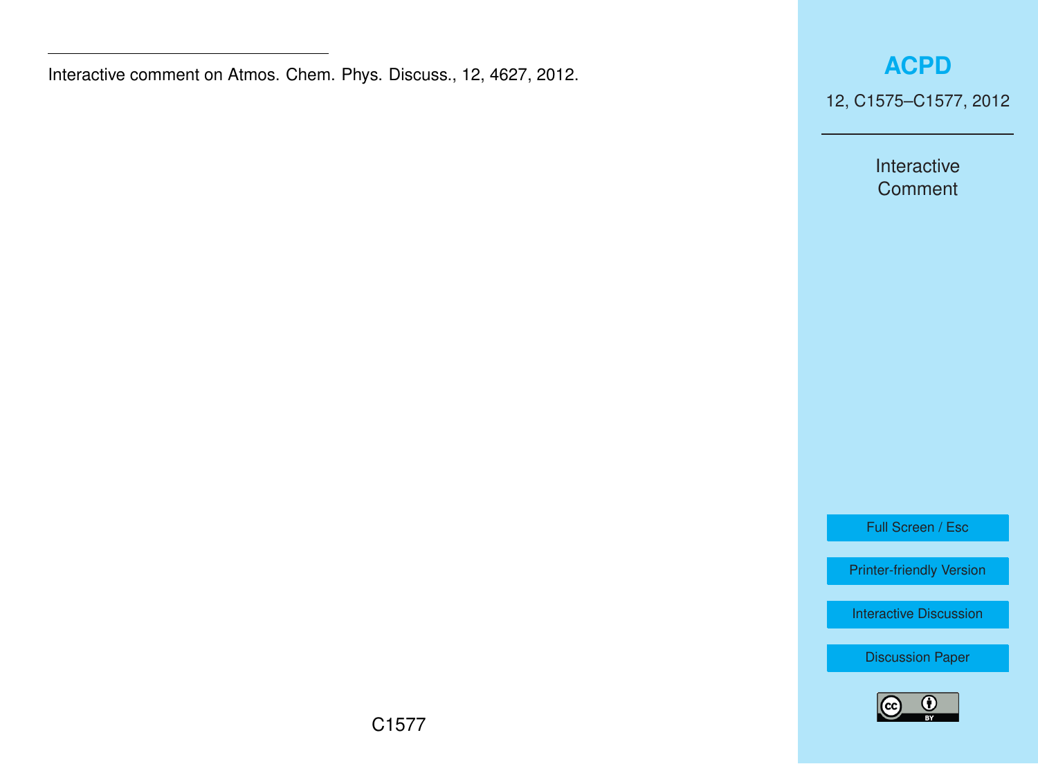Interactive comment on Atmos. Chem. Phys. Discuss., 12, 4627, 2012.